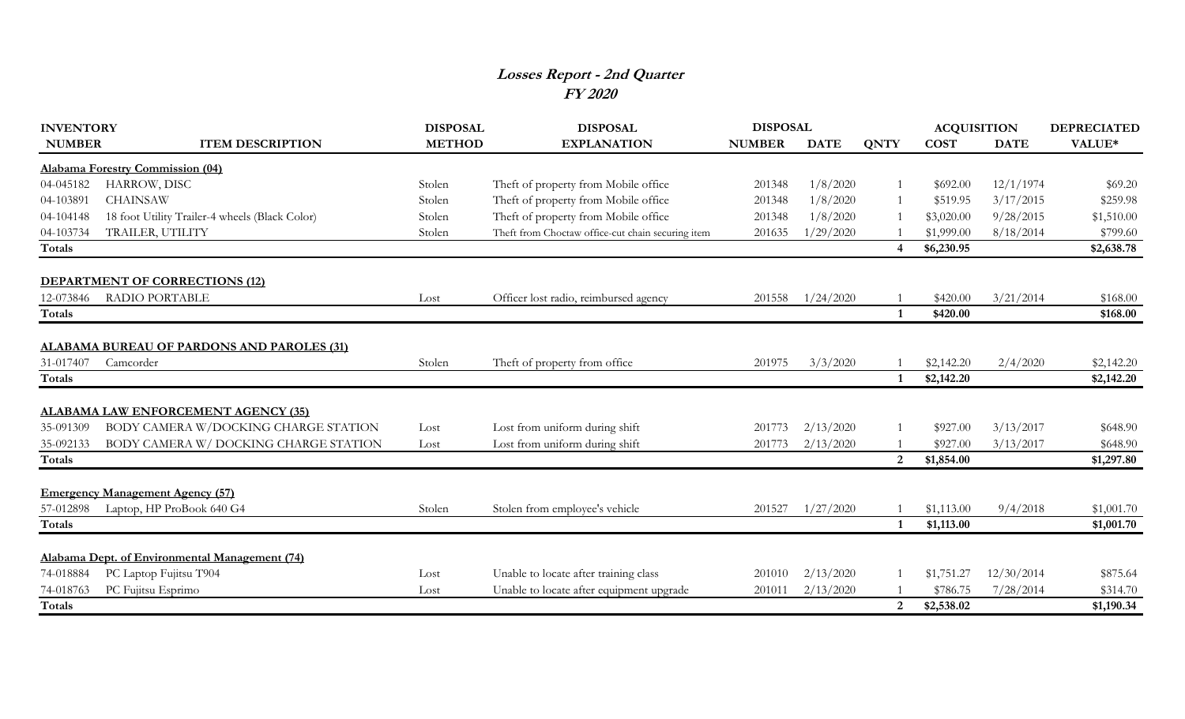# *Losses Report - 2nd Quarter*
## *FY 2020*

| INVENTORY NUMBER | ITEM DESCRIPTION | DISPOSAL METHOD | DISPOSAL EXPLANATION | DISPOSAL NUMBER | DISPOSAL DATE | QNTY | ACQUISITION COST | ACQUISITION DATE | DEPRECIATED VALUE* |
|---|---|---|---|---|---|---|---|---|---|
| **Alabama Forestry Commission (04)** | | | | | | | | | |
| 04-045182 | HARROW, DISC | Stolen | Theft of property from Mobile office | 201348 | 1/8/2020 | 1 | $692.00 | 12/1/1974 | $69.20 |
| 04-103891 | CHAINSAW | Stolen | Theft of property from Mobile office | 201348 | 1/8/2020 | 1 | $519.95 | 3/17/2015 | $259.98 |
| 04-104148 | 18 foot Utility Trailer-4 wheels (Black Color) | Stolen | Theft of property from Mobile office | 201348 | 1/8/2020 | 1 | $3,020.00 | 9/28/2015 | $1,510.00 |
| 04-103734 | TRAILER, UTILITY | Stolen | Theft from Choctaw office-cut chain securing item | 201635 | 1/29/2020 | 1 | $1,999.00 | 8/18/2014 | $799.60 |
| **Totals** | | | | | | **4** | **$6,230.95** | | **$2,638.78** |
| **DEPARTMENT OF CORRECTIONS (12)** | | | | | | | | | |
| 12-073846 | RADIO PORTABLE | Lost | Officer lost radio, reimbursed agency | 201558 | 1/24/2020 | 1 | $420.00 | 3/21/2014 | $168.00 |
| **Totals** | | | | | | **1** | **$420.00** | | **$168.00** |
| **ALABAMA BUREAU OF PARDONS AND PAROLES (31)** | | | | | | | | | |
| 31-017407 | Camcorder | Stolen | Theft of property from office | 201975 | 3/3/2020 | 1 | $2,142.20 | 2/4/2020 | $2,142.20 |
| **Totals** | | | | | | **1** | **$2,142.20** | | **$2,142.20** |
| **ALABAMA LAW ENFORCEMENT AGENCY (35)** | | | | | | | | | |
| 35-091309 | BODY CAMERA W/DOCKING CHARGE STATION | Lost | Lost from uniform during shift | 201773 | 2/13/2020 | 1 | $927.00 | 3/13/2017 | $648.90 |
| 35-092133 | BODY CAMERA W/ DOCKING CHARGE STATION | Lost | Lost from uniform during shift | 201773 | 2/13/2020 | 1 | $927.00 | 3/13/2017 | $648.90 |
| **Totals** | | | | | | **2** | **$1,854.00** | | **$1,297.80** |
| **Emergency Management Agency (57)** | | | | | | | | | |
| 57-012898 | Laptop, HP ProBook 640 G4 | Stolen | Stolen from employee's vehicle | 201527 | 1/27/2020 | 1 | $1,113.00 | 9/4/2018 | $1,001.70 |
| **Totals** | | | | | | **1** | **$1,113.00** | | **$1,001.70** |
| **Alabama Dept. of Environmental Management (74)** | | | | | | | | | |
| 74-018884 | PC Laptop Fujitsu T904 | Lost | Unable to locate after training class | 201010 | 2/13/2020 | 1 | $1,751.27 | 12/30/2014 | $875.64 |
| 74-018763 | PC Fujitsu Esprimo | Lost | Unable to locate after equipment upgrade | 201011 | 2/13/2020 | 1 | $786.75 | 7/28/2014 | $314.70 |
| **Totals** | | | | | | **2** | **$2,538.02** | | **$1,190.34** |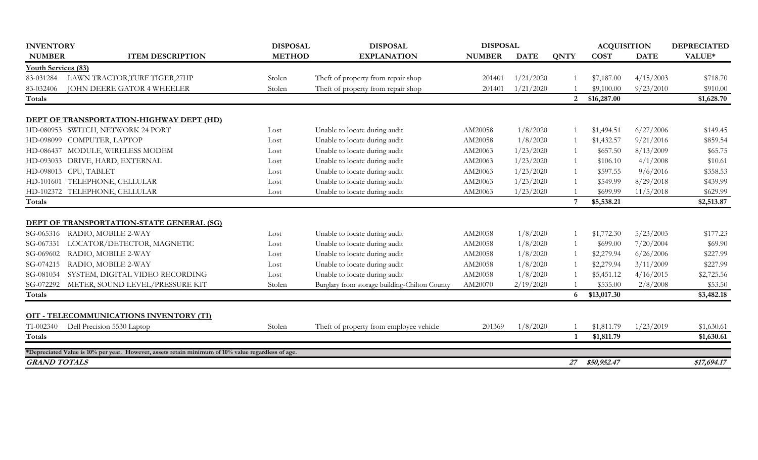| INVENTORY NUMBER | ITEM DESCRIPTION | DISPOSAL METHOD | DISPOSAL EXPLANATION | DISPOSAL NUMBER | DISPOSAL DATE | QNTY | ACQUISITION COST | ACQUISITION DATE | DEPRECIATED VALUE* |
|---|---|---|---|---|---|---|---|---|---|
| **Youth Services (83)** | | | | | | | | | |
| 83-031284 | LAWN TRACTOR,TURF TIGER,27HP | Stolen | Theft of property from repair shop | 201401 | 1/21/2020 | 1 | $7,187.00 | 4/15/2003 | $718.70 |
| 83-032406 | JOHN DEERE GATOR 4 WHEELER | Stolen | Theft of property from repair shop | 201401 | 1/21/2020 | 1 | $9,100.00 | 9/23/2010 | $910.00 |
| **Totals** | | | | | | **2** | **$16,287.00** | | **$1,628.70** |
| **DEPT OF TRANSPORTATION-HIGHWAY DEPT (HD)** | | | | | | | | | |
| HD-080953 | SWITCH, NETWORK 24 PORT | Lost | Unable to locate during audit | AM20058 | 1/8/2020 | 1 | $1,494.51 | 6/27/2006 | $149.45 |
| HD-098099 | COMPUTER, LAPTOP | Lost | Unable to locate during audit | AM20058 | 1/8/2020 | 1 | $1,432.57 | 9/21/2016 | $859.54 |
| HD-086437 | MODULE, WIRELESS MODEM | Lost | Unable to locate during audit | AM20063 | 1/23/2020 | 1 | $657.50 | 8/13/2009 | $65.75 |
| HD-093033 | DRIVE, HARD, EXTERNAL | Lost | Unable to locate during audit | AM20063 | 1/23/2020 | 1 | $106.10 | 4/1/2008 | $10.61 |
| HD-098013 | CPU, TABLET | Lost | Unable to locate during audit | AM20063 | 1/23/2020 | 1 | $597.55 | 9/6/2016 | $358.53 |
| HD-101601 | TELEPHONE, CELLULAR | Lost | Unable to locate during audit | AM20063 | 1/23/2020 | 1 | $549.99 | 8/29/2018 | $439.99 |
| HD-102372 | TELEPHONE, CELLULAR | Lost | Unable to locate during audit | AM20063 | 1/23/2020 | 1 | $699.99 | 11/5/2018 | $629.99 |
| **Totals** | | | | | | **7** | **$5,538.21** | | **$2,513.87** |
| **DEPT OF TRANSPORTATION-STATE GENERAL (SG)** | | | | | | | | | |
| SG-065316 | RADIO, MOBILE 2-WAY | Lost | Unable to locate during audit | AM20058 | 1/8/2020 | 1 | $1,772.30 | 5/23/2003 | $177.23 |
| SG-067331 | LOCATOR/DETECTOR, MAGNETIC | Lost | Unable to locate during audit | AM20058 | 1/8/2020 | 1 | $699.00 | 7/20/2004 | $69.90 |
| SG-069602 | RADIO, MOBILE 2-WAY | Lost | Unable to locate during audit | AM20058 | 1/8/2020 | 1 | $2,279.94 | 6/26/2006 | $227.99 |
| SG-074215 | RADIO, MOBILE 2-WAY | Lost | Unable to locate during audit | AM20058 | 1/8/2020 | 1 | $2,279.94 | 3/11/2009 | $227.99 |
| SG-081034 | SYSTEM, DIGITAL VIDEO RECORDING | Lost | Unable to locate during audit | AM20058 | 1/8/2020 | 1 | $5,451.12 | 4/16/2015 | $2,725.56 |
| SG-072292 | METER, SOUND LEVEL/PRESSURE KIT | Stolen | Burglary from storage building-Chilton County | AM20070 | 2/19/2020 | 1 | $535.00 | 2/8/2008 | $53.50 |
| **Totals** | | | | | | **6** | **$13,017.30** | | **$3,482.18** |
| **OIT - TELECOMMUNICATIONS INVENTORY (TI)** | | | | | | | | | |
| TI-002340 | Dell Precision 5530 Laptop | Stolen | Theft of property from employee vehicle | 201369 | 1/8/2020 | 1 | $1,811.79 | 1/23/2019 | $1,630.61 |
| **Totals** | | | | | | **1** | **$1,811.79** | | **$1,630.61** |
| **\*Depreciated Value is 10% per year. However, assets retain minimum of 10% value regardless of age.** | | | | | | | | | |
| ***GRAND TOTALS*** | | | | | | ***27*** | ***$50,952.47*** | | ***$17,694.17*** |